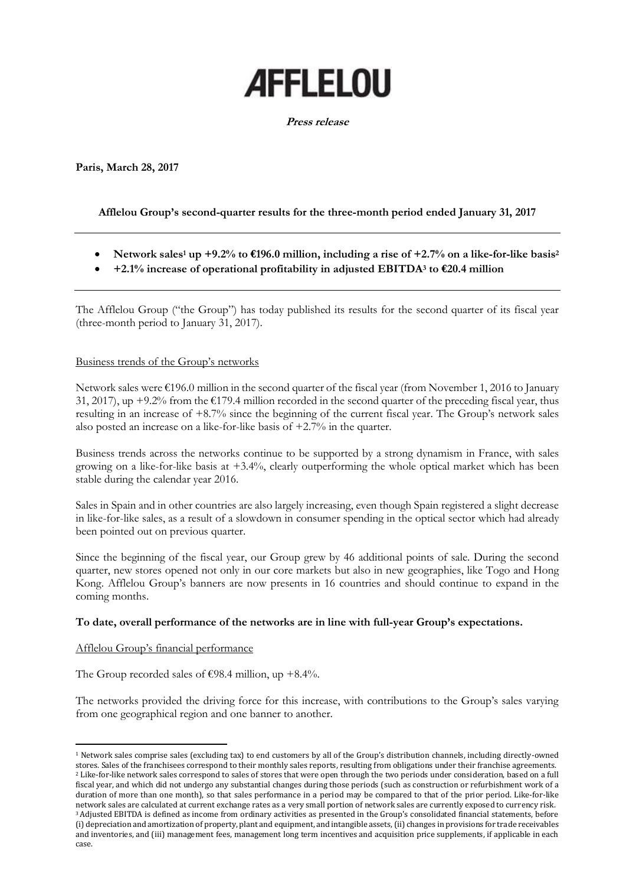# AFFLELOU

***Press release***

**Paris, March 28, 2017**

**Afflelou Group's second-quarter results for the three-month period ended January 31, 2017**

---

- **Network sales[1] up +9.2% to €196.0 million, including a rise of +2.7% on a like-for-like basis[2]**
- **+2.1% increase of operational profitability in adjusted EBITDA[3] to €20.4 million**

---

The Afflelou Group ("the Group") has today published its results for the second quarter of its fiscal year (three-month period to January 31, 2017).

Business trends of the Group's networks

Network sales were €196.0 million in the second quarter of the fiscal year (from November 1, 2016 to January 31, 2017), up +9.2% from the €179.4 million recorded in the second quarter of the preceding fiscal year, thus resulting in an increase of +8.7% since the beginning of the current fiscal year. The Group's network sales also posted an increase on a like-for-like basis of +2.7% in the quarter.

Business trends across the networks continue to be supported by a strong dynamism in France, with sales growing on a like-for-like basis at +3.4%, clearly outperforming the whole optical market which has been stable during the calendar year 2016.

Sales in Spain and in other countries are also largely increasing, even though Spain registered a slight decrease in like-for-like sales, as a result of a slowdown in consumer spending in the optical sector which had already been pointed out on previous quarter.

Since the beginning of the fiscal year, our Group grew by 46 additional points of sale. During the second quarter, new stores opened not only in our core markets but also in new geographies, like Togo and Hong Kong. Afflelou Group's banners are now presents in 16 countries and should continue to expand in the coming months.

**To date, overall performance of the networks are in line with full-year Group's expectations.**

Afflelou Group's financial performance

The Group recorded sales of €98.4 million, up +8.4%.

The networks provided the driving force for this increase, with contributions to the Group's sales varying from one geographical region and one banner to another.

---

[1] Network sales comprise sales (excluding tax) to end customers by all of the Group's distribution channels, including directly-owned stores. Sales of the franchisees correspond to their monthly sales reports, resulting from obligations under their franchise agreements.

[2] Like-for-like network sales correspond to sales of stores that were open through the two periods under consideration, based on a full fiscal year, and which did not undergo any substantial changes during those periods (such as construction or refurbishment work of a duration of more than one month), so that sales performance in a period may be compared to that of the prior period. Like-for-like network sales are calculated at current exchange rates as a very small portion of network sales are currently exposed to currency risk.

[3] Adjusted EBITDA is defined as income from ordinary activities as presented in the Group's consolidated financial statements, before (i) depreciation and amortization of property, plant and equipment, and intangible assets, (ii) changes in provisions for trade receivables and inventories, and (iii) management fees, management long term incentives and acquisition price supplements, if applicable in each case.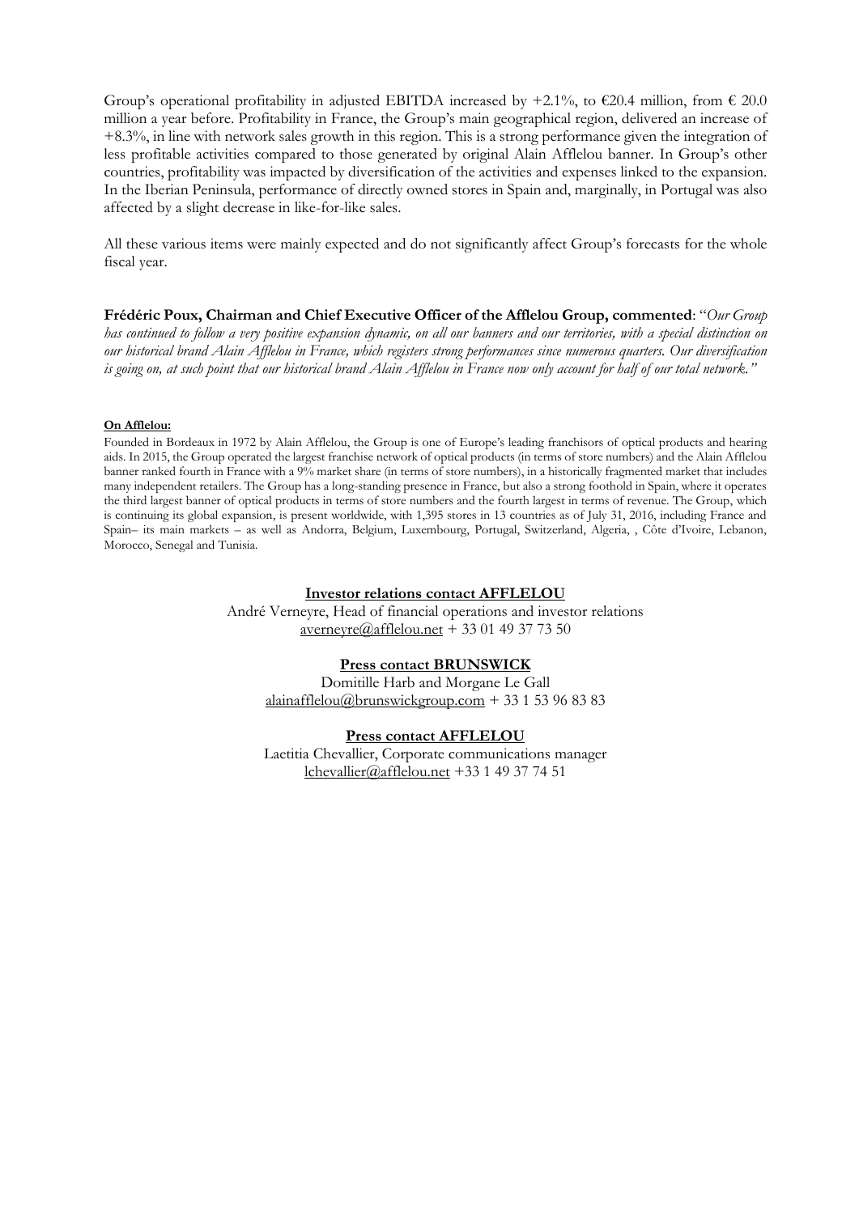Group's operational profitability in adjusted EBITDA increased by +2.1%, to €20.4 million, from € 20.0 million a year before. Profitability in France, the Group's main geographical region, delivered an increase of +8.3%, in line with network sales growth in this region. This is a strong performance given the integration of less profitable activities compared to those generated by original Alain Afflelou banner. In Group's other countries, profitability was impacted by diversification of the activities and expenses linked to the expansion. In the Iberian Peninsula, performance of directly owned stores in Spain and, marginally, in Portugal was also affected by a slight decrease in like-for-like sales.

All these various items were mainly expected and do not significantly affect Group's forecasts for the whole fiscal year.

**Frédéric Poux, Chairman and Chief Executive Officer of the Afflelou Group, commented**: "*Our Group has continued to follow a very positive expansion dynamic, on all our banners and our territories, with a special distinction on our historical brand Alain Afflelou in France, which registers strong performances since numerous quarters. Our diversification is going on, at such point that our historical brand Alain Afflelou in France now only account for half of our total network.*"

**On Afflelou:**

Founded in Bordeaux in 1972 by Alain Afflelou, the Group is one of Europe's leading franchisors of optical products and hearing aids. In 2015, the Group operated the largest franchise network of optical products (in terms of store numbers) and the Alain Afflelou banner ranked fourth in France with a 9% market share (in terms of store numbers), in a historically fragmented market that includes many independent retailers. The Group has a long-standing presence in France, but also a strong foothold in Spain, where it operates the third largest banner of optical products in terms of store numbers and the fourth largest in terms of revenue. The Group, which is continuing its global expansion, is present worldwide, with 1,395 stores in 13 countries as of July 31, 2016, including France and Spain– its main markets – as well as Andorra, Belgium, Luxembourg, Portugal, Switzerland, Algeria, , Côte d'Ivoire, Lebanon, Morocco, Senegal and Tunisia.

**Investor relations contact AFFLELOU**

André Verneyre, Head of financial operations and investor relations
averneyre@afflelou.net + 33 01 49 37 73 50

**Press contact BRUNSWICK**

Domitille Harb and Morgane Le Gall
alainafflelou@brunswickgroup.com + 33 1 53 96 83 83

**Press contact AFFLELOU**

Laetitia Chevallier, Corporate communications manager
lchevallier@afflelou.net +33 1 49 37 74 51